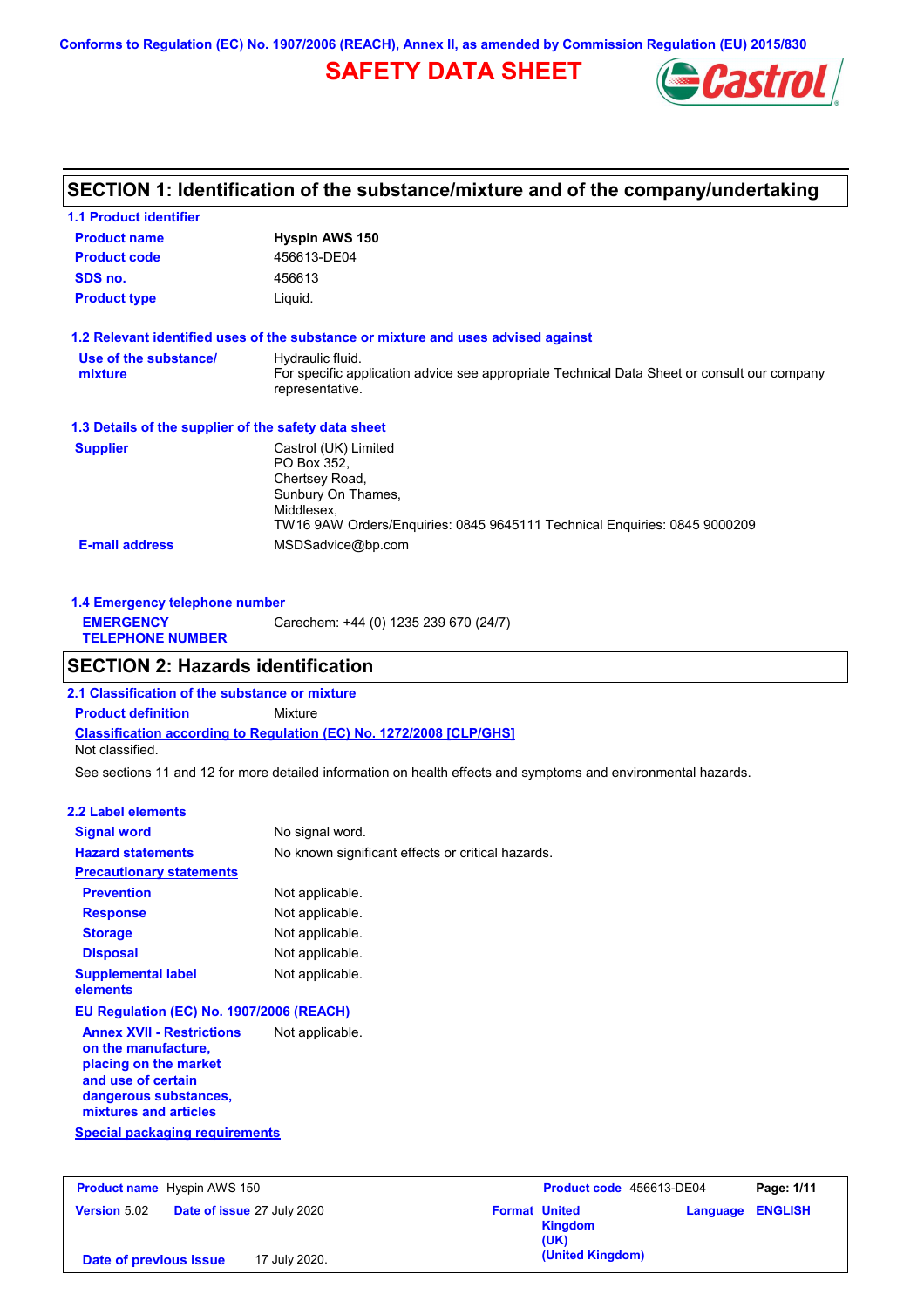Conforms to Regulation (EC) No. 1907/2006 (REACH), Annex II, as amended by Commission Regulation (EU) 2015/830

# SAFETY DATA SHEET

## SECTION 1: Identification of the substance/mixture and of the company/undertaking

### 1.1 Product identifier

| | |
|---|---|
| **Product name** | **Hyspin AWS 150** |
| **Product code** | 456613-DE04 |
| **SDS no.** | 456613 |
| **Product type** | Liquid. |

### 1.2 Relevant identified uses of the substance or mixture and uses advised against

| | |
|---|---|
| **Use of the substance/ mixture** | Hydraulic fluid. For specific application advice see appropriate Technical Data Sheet or consult our company representative. |

### 1.3 Details of the supplier of the safety data sheet

| | |
|---|---|
| **Supplier** | Castrol (UK) Limited<br>PO Box 352,<br>Chertsey Road,<br>Sunbury On Thames,<br>Middlesex,<br>TW16 9AW Orders/Enquiries: 0845 9645111 Technical Enquiries: 0845 9000209 |
| **E-mail address** | MSDSadvice@bp.com |

### 1.4 Emergency telephone number

| | |
|---|---|
| **EMERGENCY TELEPHONE NUMBER** | Carechem: +44 (0) 1235 239 670 (24/7) |

## SECTION 2: Hazards identification

### 2.1 Classification of the substance or mixture

**Product definition** Mixture

**Classification according to Regulation (EC) No. 1272/2008 [CLP/GHS]**

Not classified.

See sections 11 and 12 for more detailed information on health effects and symptoms and environmental hazards.

### 2.2 Label elements

| | |
|---|---|
| **Signal word** | No signal word. |
| **Hazard statements** | No known significant effects or critical hazards. |

**Precautionary statements**

| | |
|---|---|
| **Prevention** | Not applicable. |
| **Response** | Not applicable. |
| **Storage** | Not applicable. |
| **Disposal** | Not applicable. |
| **Supplemental label elements** | Not applicable. |

**EU Regulation (EC) No. 1907/2006 (REACH)**

| | |
|---|---|
| **Annex XVII - Restrictions on the manufacture, placing on the market and use of certain dangerous substances, mixtures and articles** | Not applicable. |

**Special packaging requirements**

| | | | |
|---|---|---|---|
| **Product name** Hyspin AWS 150 | | **Product code** 456613-DE04 | |
| **Version** 5.02 | **Date of issue** 27 July 2020 | **Format** United Kingdom (UK) (United Kingdom) | **Language** ENGLISH |
| **Date of previous issue** | 17 July 2020. | | |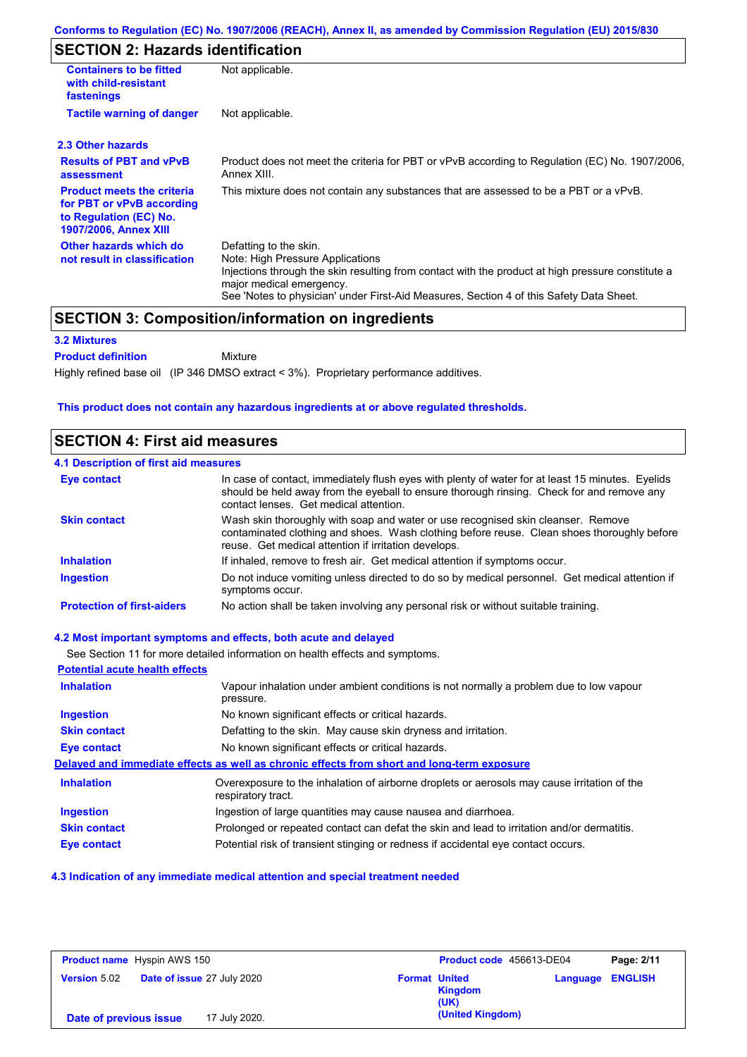## SECTION 2: Hazards identification

| | |
|---|---|
| **Containers to be fitted with child-resistant fastenings** | Not applicable. |
| **Tactile warning of danger** | Not applicable. |

### 2.3 Other hazards

| | |
|---|---|
| **Results of PBT and vPvB assessment** | Product does not meet the criteria for PBT or vPvB according to Regulation (EC) No. 1907/2006, Annex XIII. |
| **Product meets the criteria for PBT or vPvB according to Regulation (EC) No. 1907/2006, Annex XIII** | This mixture does not contain any substances that are assessed to be a PBT or a vPvB. |
| **Other hazards which do not result in classification** | Defatting to the skin.<br>Note: High Pressure Applications<br>Injections through the skin resulting from contact with the product at high pressure constitute a major medical emergency.<br>See 'Notes to physician' under First-Aid Measures, Section 4 of this Safety Data Sheet. |

## SECTION 3: Composition/information on ingredients

### 3.2 Mixtures

**Product definition** Mixture

Highly refined base oil (IP 346 DMSO extract < 3%). Proprietary performance additives.

**This product does not contain any hazardous ingredients at or above regulated thresholds.**

## SECTION 4: First aid measures

### 4.1 Description of first aid measures

| | |
|---|---|
| **Eye contact** | In case of contact, immediately flush eyes with plenty of water for at least 15 minutes. Eyelids should be held away from the eyeball to ensure thorough rinsing. Check for and remove any contact lenses. Get medical attention. |
| **Skin contact** | Wash skin thoroughly with soap and water or use recognised skin cleanser. Remove contaminated clothing and shoes. Wash clothing before reuse. Clean shoes thoroughly before reuse. Get medical attention if irritation develops. |
| **Inhalation** | If inhaled, remove to fresh air. Get medical attention if symptoms occur. |
| **Ingestion** | Do not induce vomiting unless directed to do so by medical personnel. Get medical attention if symptoms occur. |
| **Protection of first-aiders** | No action shall be taken involving any personal risk or without suitable training. |

### 4.2 Most important symptoms and effects, both acute and delayed

See Section 11 for more detailed information on health effects and symptoms.

**Potential acute health effects**

| | |
|---|---|
| **Inhalation** | Vapour inhalation under ambient conditions is not normally a problem due to low vapour pressure. |
| **Ingestion** | No known significant effects or critical hazards. |
| **Skin contact** | Defatting to the skin. May cause skin dryness and irritation. |
| **Eye contact** | No known significant effects or critical hazards. |

**Delayed and immediate effects as well as chronic effects from short and long-term exposure**

| | |
|---|---|
| **Inhalation** | Overexposure to the inhalation of airborne droplets or aerosols may cause irritation of the respiratory tract. |
| **Ingestion** | Ingestion of large quantities may cause nausea and diarrhoea. |
| **Skin contact** | Prolonged or repeated contact can defat the skin and lead to irritation and/or dermatitis. |
| **Eye contact** | Potential risk of transient stinging or redness if accidental eye contact occurs. |

### 4.3 Indication of any immediate medical attention and special treatment needed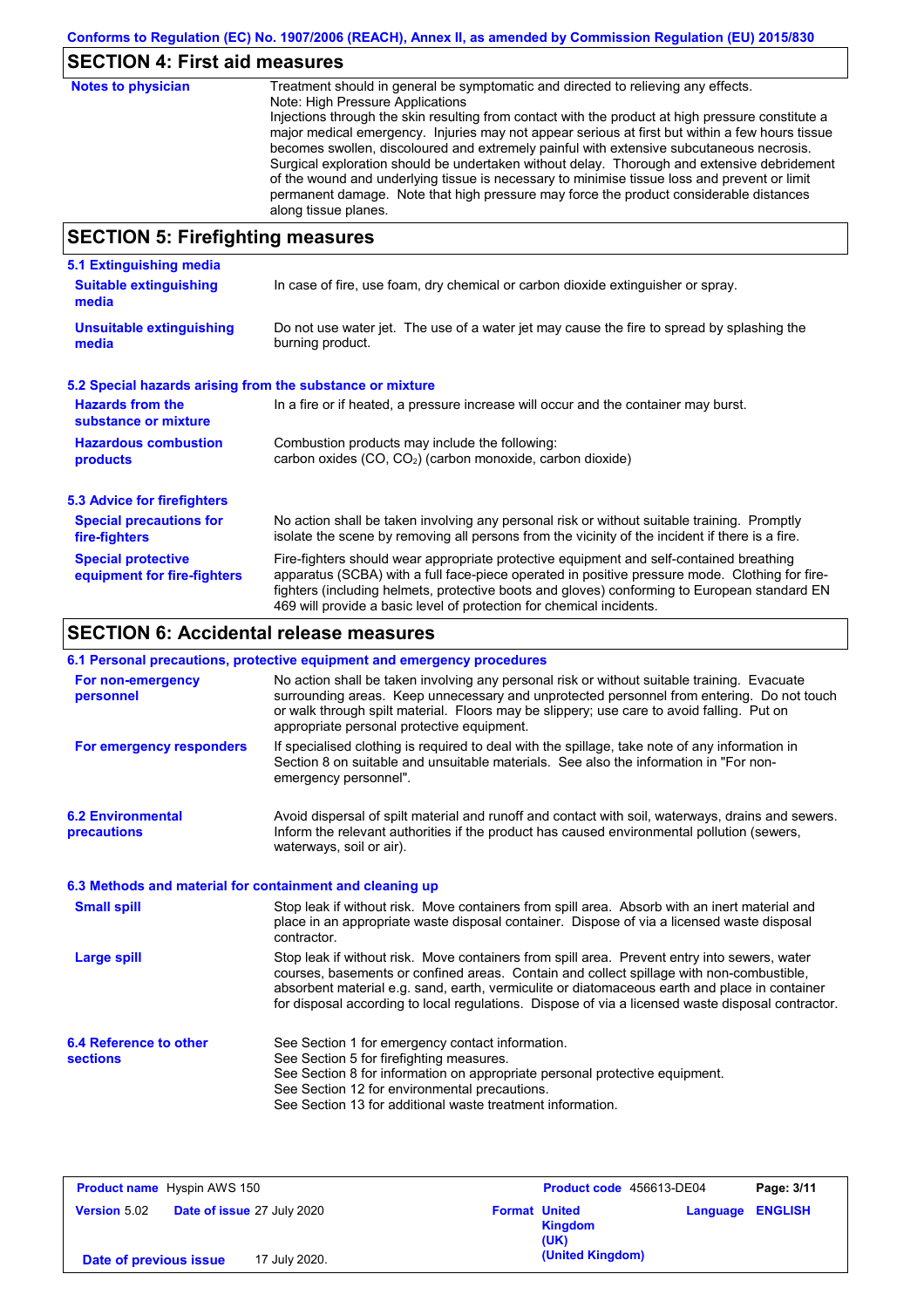## SECTION 4: First aid measures

| | |
|---|---|
| **Notes to physician** | Treatment should in general be symptomatic and directed to relieving any effects.<br>Note: High Pressure Applications<br>Injections through the skin resulting from contact with the product at high pressure constitute a major medical emergency. Injuries may not appear serious at first but within a few hours tissue becomes swollen, discoloured and extremely painful with extensive subcutaneous necrosis. Surgical exploration should be undertaken without delay. Thorough and extensive debridement of the wound and underlying tissue is necessary to minimise tissue loss and prevent or limit permanent damage. Note that high pressure may force the product considerable distances along tissue planes. |

## SECTION 5: Firefighting measures

### 5.1 Extinguishing media

| | |
|---|---|
| **Suitable extinguishing media** | In case of fire, use foam, dry chemical or carbon dioxide extinguisher or spray. |
| **Unsuitable extinguishing media** | Do not use water jet. The use of a water jet may cause the fire to spread by splashing the burning product. |

### 5.2 Special hazards arising from the substance or mixture

| | |
|---|---|
| **Hazards from the substance or mixture** | In a fire or if heated, a pressure increase will occur and the container may burst. |
| **Hazardous combustion products** | Combustion products may include the following:<br>carbon oxides (CO, $CO_2$) (carbon monoxide, carbon dioxide) |

### 5.3 Advice for firefighters

| | |
|---|---|
| **Special precautions for fire-fighters** | No action shall be taken involving any personal risk or without suitable training. Promptly isolate the scene by removing all persons from the vicinity of the incident if there is a fire. |
| **Special protective equipment for fire-fighters** | Fire-fighters should wear appropriate protective equipment and self-contained breathing apparatus (SCBA) with a full face-piece operated in positive pressure mode. Clothing for fire-fighters (including helmets, protective boots and gloves) conforming to European standard EN 469 will provide a basic level of protection for chemical incidents. |

## SECTION 6: Accidental release measures

### 6.1 Personal precautions, protective equipment and emergency procedures

| | |
|---|---|
| **For non-emergency personnel** | No action shall be taken involving any personal risk or without suitable training. Evacuate surrounding areas. Keep unnecessary and unprotected personnel from entering. Do not touch or walk through spilt material. Floors may be slippery; use care to avoid falling. Put on appropriate personal protective equipment. |
| **For emergency responders** | If specialised clothing is required to deal with the spillage, take note of any information in Section 8 on suitable and unsuitable materials. See also the information in "For non-emergency personnel". |

| | |
|---|---|
| **6.2 Environmental precautions** | Avoid dispersal of spilt material and runoff and contact with soil, waterways, drains and sewers. Inform the relevant authorities if the product has caused environmental pollution (sewers, waterways, soil or air). |

### 6.3 Methods and material for containment and cleaning up

| | |
|---|---|
| **Small spill** | Stop leak if without risk. Move containers from spill area. Absorb with an inert material and place in an appropriate waste disposal container. Dispose of via a licensed waste disposal contractor. |
| **Large spill** | Stop leak if without risk. Move containers from spill area. Prevent entry into sewers, water courses, basements or confined areas. Contain and collect spillage with non-combustible, absorbent material e.g. sand, earth, vermiculite or diatomaceous earth and place in container for disposal according to local regulations. Dispose of via a licensed waste disposal contractor. |

| | |
|---|---|
| **6.4 Reference to other sections** | See Section 1 for emergency contact information.<br>See Section 5 for firefighting measures.<br>See Section 8 for information on appropriate personal protective equipment.<br>See Section 12 for environmental precautions.<br>See Section 13 for additional waste treatment information. |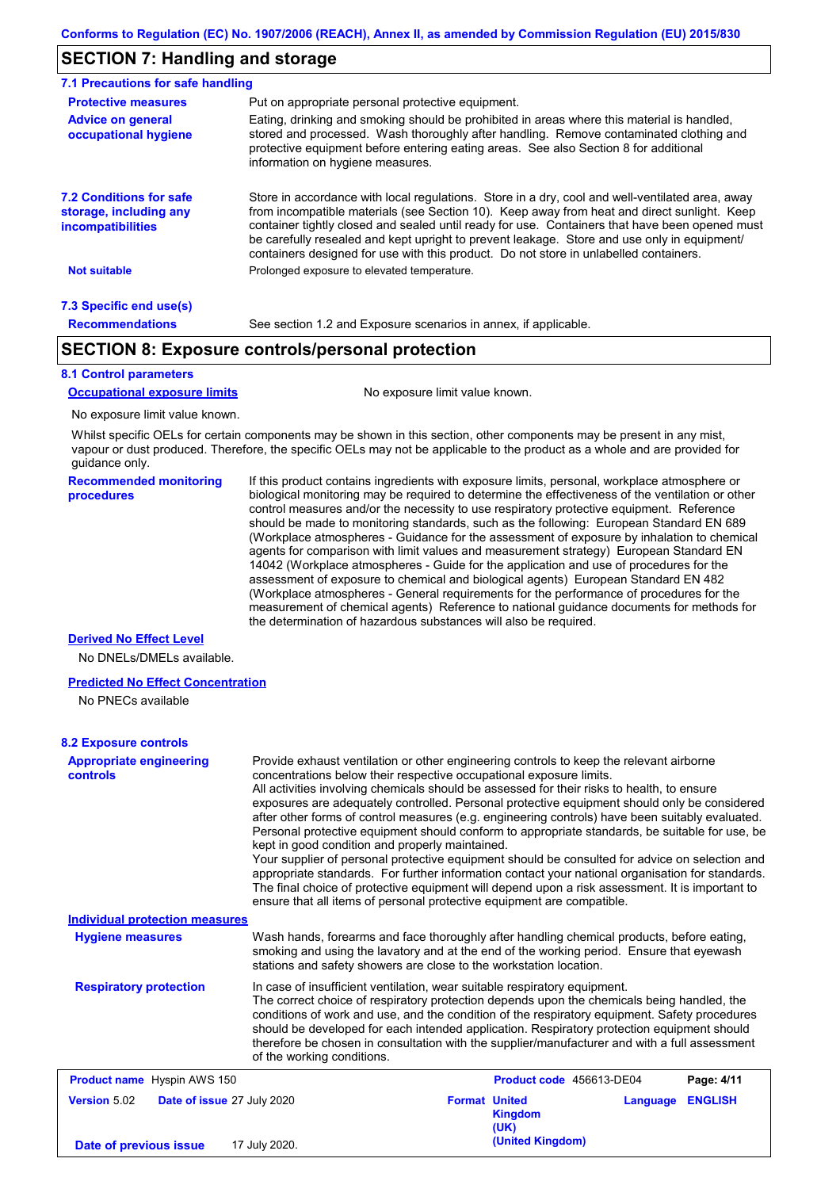## SECTION 7: Handling and storage

### 7.1 Precautions for safe handling

**Protective measures** Put on appropriate personal protective equipment.

**Advice on general occupational hygiene** Eating, drinking and smoking should be prohibited in areas where this material is handled, stored and processed. Wash thoroughly after handling. Remove contaminated clothing and protective equipment before entering eating areas. See also Section 8 for additional information on hygiene measures.

### 7.2 Conditions for safe storage, including any incompatibilities

Store in accordance with local regulations. Store in a dry, cool and well-ventilated area, away from incompatible materials (see Section 10). Keep away from heat and direct sunlight. Keep container tightly closed and sealed until ready for use. Containers that have been opened must be carefully resealed and kept upright to prevent leakage. Store and use only in equipment/ containers designed for use with this product. Do not store in unlabelled containers.

**Not suitable** Prolonged exposure to elevated temperature.

### 7.3 Specific end use(s)

**Recommendations** See section 1.2 and Exposure scenarios in annex, if applicable.

## SECTION 8: Exposure controls/personal protection

### 8.1 Control parameters

**Occupational exposure limits** No exposure limit value known.

No exposure limit value known.

Whilst specific OELs for certain components may be shown in this section, other components may be present in any mist, vapour or dust produced. Therefore, the specific OELs may not be applicable to the product as a whole and are provided for guidance only.

**Recommended monitoring procedures** If this product contains ingredients with exposure limits, personal, workplace atmosphere or biological monitoring may be required to determine the effectiveness of the ventilation or other control measures and/or the necessity to use respiratory protective equipment. Reference should be made to monitoring standards, such as the following: European Standard EN 689 (Workplace atmospheres - Guidance for the assessment of exposure by inhalation to chemical agents for comparison with limit values and measurement strategy) European Standard EN 14042 (Workplace atmospheres - Guide for the application and use of procedures for the assessment of exposure to chemical and biological agents) European Standard EN 482 (Workplace atmospheres - General requirements for the performance of procedures for the measurement of chemical agents) Reference to national guidance documents for methods for the determination of hazardous substances will also be required.

**Derived No Effect Level**

No DNELs/DMELs available.

**Predicted No Effect Concentration**

No PNECs available

### 8.2 Exposure controls

**Appropriate engineering controls** Provide exhaust ventilation or other engineering controls to keep the relevant airborne concentrations below their respective occupational exposure limits.
All activities involving chemicals should be assessed for their risks to health, to ensure exposures are adequately controlled. Personal protective equipment should only be considered after other forms of control measures (e.g. engineering controls) have been suitably evaluated. Personal protective equipment should conform to appropriate standards, be suitable for use, be kept in good condition and properly maintained.
Your supplier of personal protective equipment should be consulted for advice on selection and appropriate standards. For further information contact your national organisation for standards.
The final choice of protective equipment will depend upon a risk assessment. It is important to ensure that all items of personal protective equipment are compatible.

**Individual protection measures**

**Hygiene measures** Wash hands, forearms and face thoroughly after handling chemical products, before eating, smoking and using the lavatory and at the end of the working period. Ensure that eyewash stations and safety showers are close to the workstation location.

**Respiratory protection** In case of insufficient ventilation, wear suitable respiratory equipment.
The correct choice of respiratory protection depends upon the chemicals being handled, the conditions of work and use, and the condition of the respiratory equipment. Safety procedures should be developed for each intended application. Respiratory protection equipment should therefore be chosen in consultation with the supplier/manufacturer and with a full assessment of the working conditions.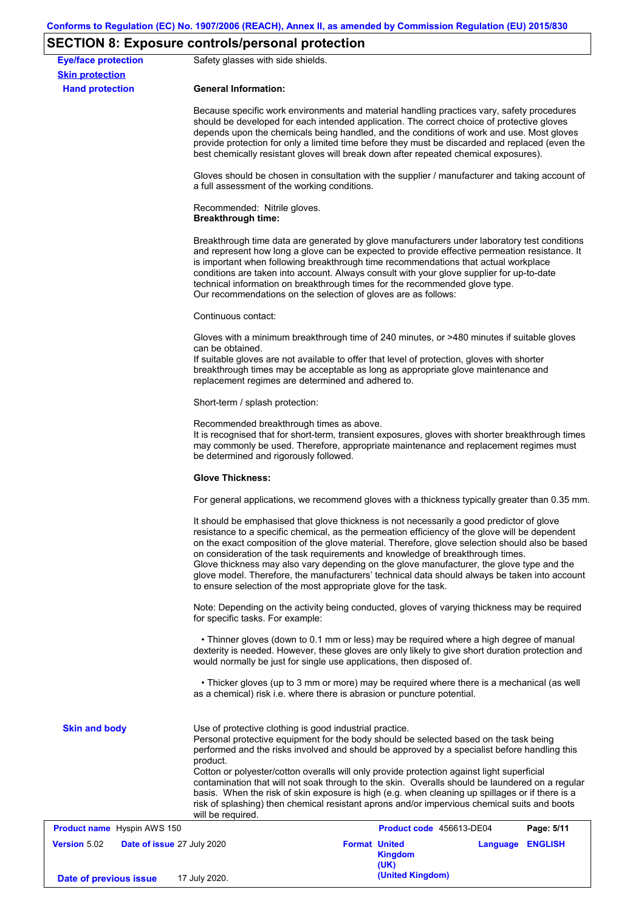Conforms to Regulation (EC) No. 1907/2006 (REACH), Annex II, as amended by Commission Regulation (EU) 2015/830

## SECTION 8: Exposure controls/personal protection

**Eye/face protection**

Safety glasses with side shields.

**Skin protection**

**Hand protection**

**General Information:**

Because specific work environments and material handling practices vary, safety procedures should be developed for each intended application. The correct choice of protective gloves depends upon the chemicals being handled, and the conditions of work and use. Most gloves provide protection for only a limited time before they must be discarded and replaced (even the best chemically resistant gloves will break down after repeated chemical exposures).

Gloves should be chosen in consultation with the supplier / manufacturer and taking account of a full assessment of the working conditions.

Recommended: Nitrile gloves.
**Breakthrough time:**

Breakthrough time data are generated by glove manufacturers under laboratory test conditions and represent how long a glove can be expected to provide effective permeation resistance. It is important when following breakthrough time recommendations that actual workplace conditions are taken into account. Always consult with your glove supplier for up-to-date technical information on breakthrough times for the recommended glove type.
Our recommendations on the selection of gloves are as follows:

Continuous contact:

Gloves with a minimum breakthrough time of 240 minutes, or >480 minutes if suitable gloves can be obtained.
If suitable gloves are not available to offer that level of protection, gloves with shorter breakthrough times may be acceptable as long as appropriate glove maintenance and replacement regimes are determined and adhered to.

Short-term / splash protection:

Recommended breakthrough times as above.
It is recognised that for short-term, transient exposures, gloves with shorter breakthrough times may commonly be used. Therefore, appropriate maintenance and replacement regimes must be determined and rigorously followed.

**Glove Thickness:**

For general applications, we recommend gloves with a thickness typically greater than 0.35 mm.

It should be emphasised that glove thickness is not necessarily a good predictor of glove resistance to a specific chemical, as the permeation efficiency of the glove will be dependent on the exact composition of the glove material. Therefore, glove selection should also be based on consideration of the task requirements and knowledge of breakthrough times.
Glove thickness may also vary depending on the glove manufacturer, the glove type and the glove model. Therefore, the manufacturers' technical data should always be taken into account to ensure selection of the most appropriate glove for the task.

Note: Depending on the activity being conducted, gloves of varying thickness may be required for specific tasks. For example:

- Thinner gloves (down to 0.1 mm or less) may be required where a high degree of manual dexterity is needed. However, these gloves are only likely to give short duration protection and would normally be just for single use applications, then disposed of.

- Thicker gloves (up to 3 mm or more) may be required where there is a mechanical (as well as a chemical) risk i.e. where there is abrasion or puncture potential.

**Skin and body**

Use of protective clothing is good industrial practice.
Personal protective equipment for the body should be selected based on the task being performed and the risks involved and should be approved by a specialist before handling this product.
Cotton or polyester/cotton overalls will only provide protection against light superficial contamination that will not soak through to the skin. Overalls should be laundered on a regular basis. When the risk of skin exposure is high (e.g. when cleaning up spillages or if there is a risk of splashing) then chemical resistant aprons and/or impervious chemical suits and boots will be required.

| **Product name** Hyspin AWS 150 | | **Product code** 456613-DE04 | **Page:** 5/11 |
|---|---|---|---|
| **Version** 5.02 | **Date of issue** 27 July 2020 | **Format** United Kingdom (UK) | **Language** ENGLISH |
| **Date of previous issue** | 17 July 2020. | (United Kingdom) | |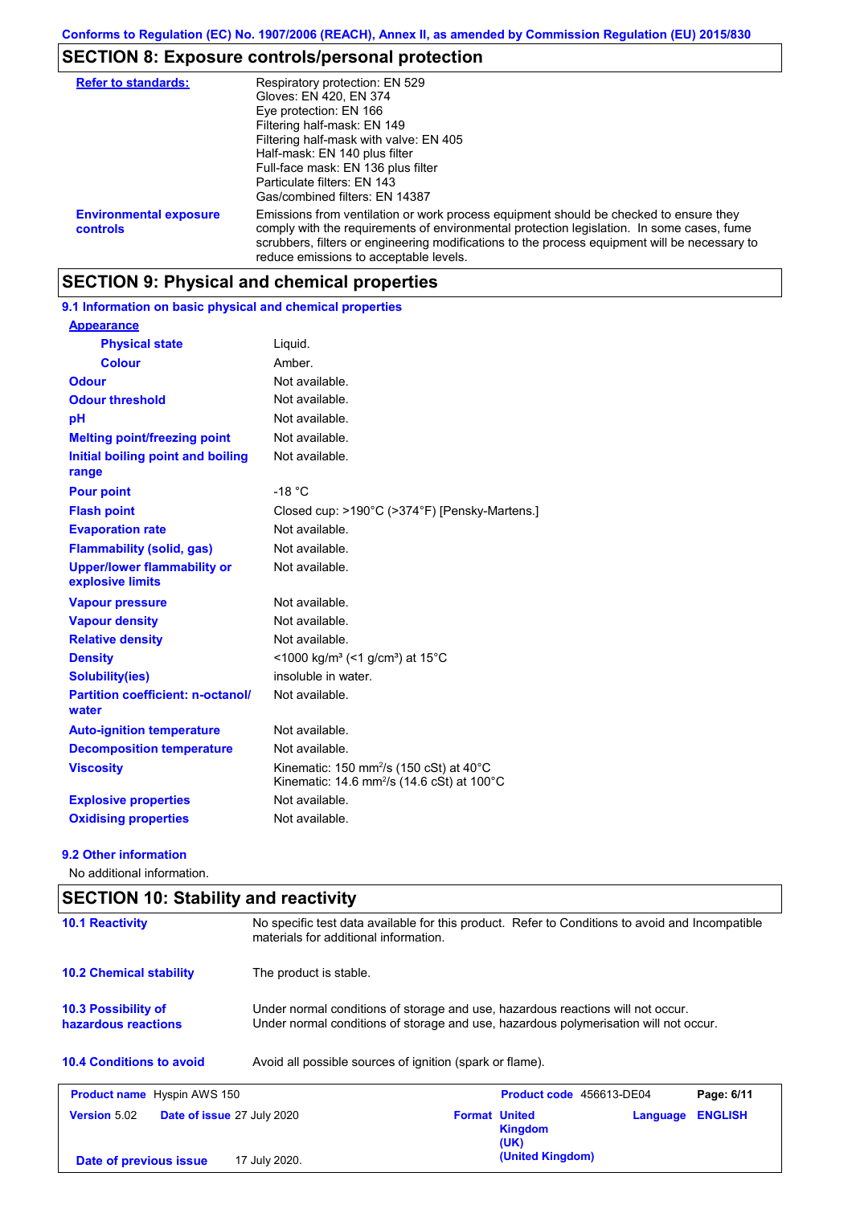Conforms to Regulation (EC) No. 1907/2006 (REACH), Annex II, as amended by Commission Regulation (EU) 2015/830

## SECTION 8: Exposure controls/personal protection

| | |
|---|---|
| **Refer to standards:** | Respiratory protection: EN 529<br>Gloves: EN 420, EN 374<br>Eye protection: EN 166<br>Filtering half-mask: EN 149<br>Filtering half-mask with valve: EN 405<br>Half-mask: EN 140 plus filter<br>Full-face mask: EN 136 plus filter<br>Particulate filters: EN 143<br>Gas/combined filters: EN 14387 |
| **Environmental exposure controls** | Emissions from ventilation or work process equipment should be checked to ensure they comply with the requirements of environmental protection legislation. In some cases, fume scrubbers, filters or engineering modifications to the process equipment will be necessary to reduce emissions to acceptable levels. |

## SECTION 9: Physical and chemical properties

### 9.1 Information on basic physical and chemical properties

| | |
|---|---|
| **Appearance** | |
| **Physical state** | Liquid. |
| **Colour** | Amber. |
| **Odour** | Not available. |
| **Odour threshold** | Not available. |
| **pH** | Not available. |
| **Melting point/freezing point** | Not available. |
| **Initial boiling point and boiling range** | Not available. |
| **Pour point** | -18 °C |
| **Flash point** | Closed cup: >190°C (>374°F) [Pensky-Martens.] |
| **Evaporation rate** | Not available. |
| **Flammability (solid, gas)** | Not available. |
| **Upper/lower flammability or explosive limits** | Not available. |
| **Vapour pressure** | Not available. |
| **Vapour density** | Not available. |
| **Relative density** | Not available. |
| **Density** | <1000 kg/m³ (<1 g/cm³) at 15°C |
| **Solubility(ies)** | insoluble in water. |
| **Partition coefficient: n-octanol/ water** | Not available. |
| **Auto-ignition temperature** | Not available. |
| **Decomposition temperature** | Not available. |
| **Viscosity** | Kinematic: 150 mm²/s (150 cSt) at 40°C<br>Kinematic: 14.6 mm²/s (14.6 cSt) at 100°C |
| **Explosive properties** | Not available. |
| **Oxidising properties** | Not available. |

### 9.2 Other information

No additional information.

## SECTION 10: Stability and reactivity

| | |
|---|---|
| **10.1 Reactivity** | No specific test data available for this product. Refer to Conditions to avoid and Incompatible materials for additional information. |
| **10.2 Chemical stability** | The product is stable. |
| **10.3 Possibility of hazardous reactions** | Under normal conditions of storage and use, hazardous reactions will not occur.<br>Under normal conditions of storage and use, hazardous polymerisation will not occur. |
| **10.4 Conditions to avoid** | Avoid all possible sources of ignition (spark or flame). |

| | | | |
|---|---|---|---|
| **Product name** Hyspin AWS 150 | | **Product code** 456613-DE04 | |
| **Version** 5.02 | **Date of issue** 27 July 2020 | **Format** United Kingdom (UK) (United Kingdom) | **Language** ENGLISH |
| **Date of previous issue** | 17 July 2020. | | |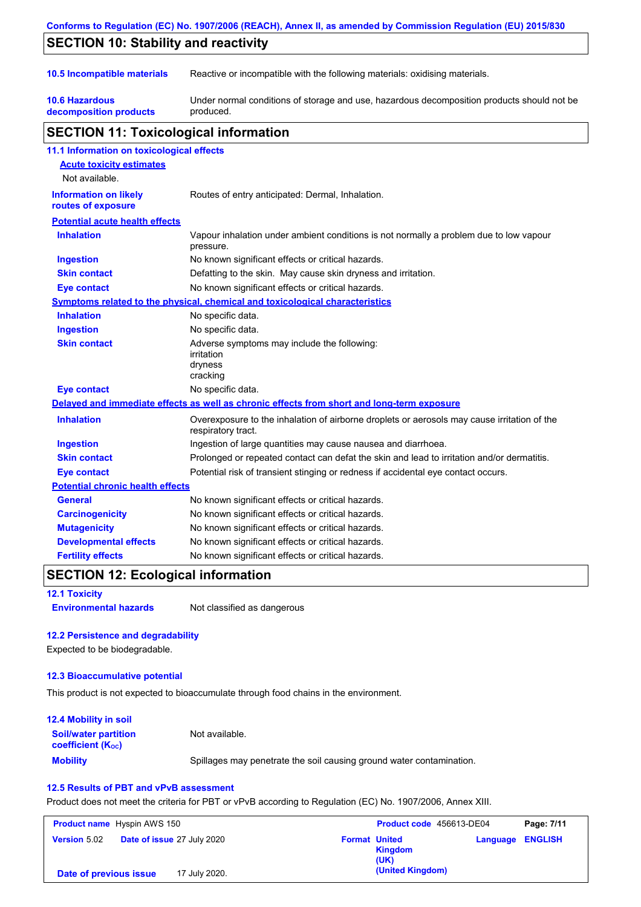## SECTION 10: Stability and reactivity

| | |
|---|---|
| **10.5 Incompatible materials** | Reactive or incompatible with the following materials: oxidising materials. |
| **10.6 Hazardous decomposition products** | Under normal conditions of storage and use, hazardous decomposition products should not be produced. |

## SECTION 11: Toxicological information

### 11.1 Information on toxicological effects

**Acute toxicity estimates**

Not available.

| | |
|---|---|
| **Information on likely routes of exposure** | Routes of entry anticipated: Dermal, Inhalation. |

**Potential acute health effects**

| | |
|---|---|
| **Inhalation** | Vapour inhalation under ambient conditions is not normally a problem due to low vapour pressure. |
| **Ingestion** | No known significant effects or critical hazards. |
| **Skin contact** | Defatting to the skin. May cause skin dryness and irritation. |
| **Eye contact** | No known significant effects or critical hazards. |

**Symptoms related to the physical, chemical and toxicological characteristics**

| | |
|---|---|
| **Inhalation** | No specific data. |
| **Ingestion** | No specific data. |
| **Skin contact** | Adverse symptoms may include the following:<br>irritation<br>dryness<br>cracking |
| **Eye contact** | No specific data. |

**Delayed and immediate effects as well as chronic effects from short and long-term exposure**

| | |
|---|---|
| **Inhalation** | Overexposure to the inhalation of airborne droplets or aerosols may cause irritation of the respiratory tract. |
| **Ingestion** | Ingestion of large quantities may cause nausea and diarrhoea. |
| **Skin contact** | Prolonged or repeated contact can defat the skin and lead to irritation and/or dermatitis. |
| **Eye contact** | Potential risk of transient stinging or redness if accidental eye contact occurs. |

**Potential chronic health effects**

| | |
|---|---|
| **General** | No known significant effects or critical hazards. |
| **Carcinogenicity** | No known significant effects or critical hazards. |
| **Mutagenicity** | No known significant effects or critical hazards. |
| **Developmental effects** | No known significant effects or critical hazards. |
| **Fertility effects** | No known significant effects or critical hazards. |

## SECTION 12: Ecological information

### 12.1 Toxicity

| | |
|---|---|
| **Environmental hazards** | Not classified as dangerous |

### 12.2 Persistence and degradability

Expected to be biodegradable.

### 12.3 Bioaccumulative potential

This product is not expected to bioaccumulate through food chains in the environment.

### 12.4 Mobility in soil

| | |
|---|---|
| **Soil/water partition coefficient ($K_{OC}$)** | Not available. |
| **Mobility** | Spillages may penetrate the soil causing ground water contamination. |

### 12.5 Results of PBT and vPvB assessment

Product does not meet the criteria for PBT or vPvB according to Regulation (EC) No. 1907/2006, Annex XIII.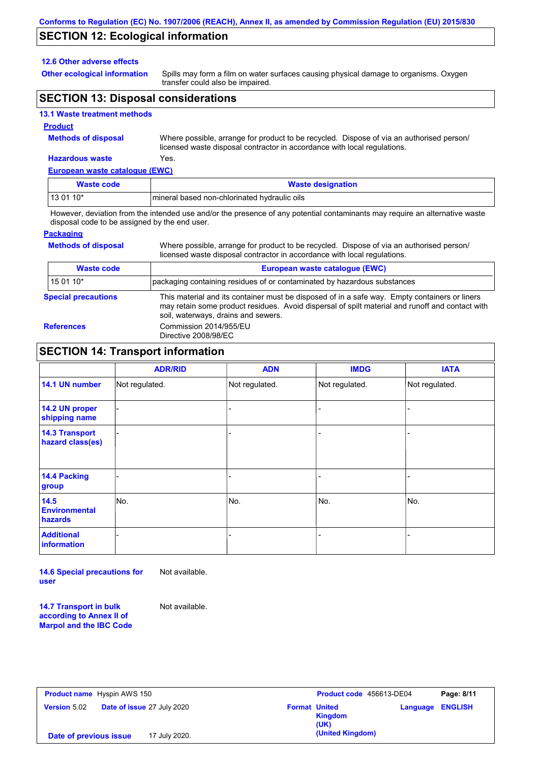## SECTION 12: Ecological information

### 12.6 Other adverse effects

**Other ecological information** Spills may form a film on water surfaces causing physical damage to organisms. Oxygen transfer could also be impaired.

## SECTION 13: Disposal considerations

### 13.1 Waste treatment methods

**Product**

**Methods of disposal** Where possible, arrange for product to be recycled. Dispose of via an authorised person/ licensed waste disposal contractor in accordance with local regulations.

**Hazardous waste** Yes.

**European waste catalogue (EWC)**

| Waste code | Waste designation |
|---|---|
| 13 01 10* | mineral based non-chlorinated hydraulic oils |

However, deviation from the intended use and/or the presence of any potential contaminants may require an alternative waste disposal code to be assigned by the end user.

**Packaging**

**Methods of disposal** Where possible, arrange for product to be recycled. Dispose of via an authorised person/ licensed waste disposal contractor in accordance with local regulations.

| Waste code | European waste catalogue (EWC) |
|---|---|
| 15 01 10* | packaging containing residues of or contaminated by hazardous substances |

**Special precautions** This material and its container must be disposed of in a safe way. Empty containers or liners may retain some product residues. Avoid dispersal of spilt material and runoff and contact with soil, waterways, drains and sewers.

**References** Commission 2014/955/EU
Directive 2008/98/EC

## SECTION 14: Transport information

| | ADR/RID | ADN | IMDG | IATA |
|---|---|---|---|---|
| 14.1 UN number | Not regulated. | Not regulated. | Not regulated. | Not regulated. |
| 14.2 UN proper shipping name | - | - | - | - |
| 14.3 Transport hazard class(es) | - | - | - | - |
| 14.4 Packing group | - | - | - | - |
| 14.5 Environmental hazards | No. | No. | No. | No. |
| Additional information | - | - | - | - |

**14.6 Special precautions for user** Not available.

**14.7 Transport in bulk according to Annex II of Marpol and the IBC Code** Not available.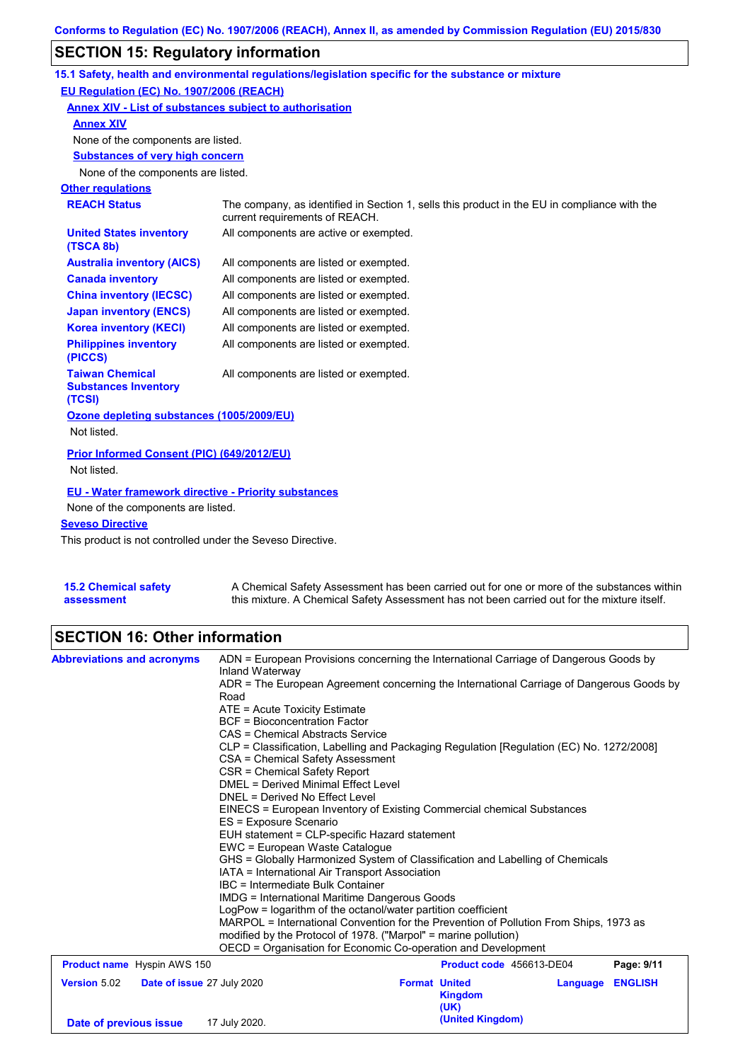## SECTION 15: Regulatory information

### 15.1 Safety, health and environmental regulations/legislation specific for the substance or mixture

**EU Regulation (EC) No. 1907/2006 (REACH)**

**Annex XIV - List of substances subject to authorisation**

**Annex XIV**

None of the components are listed.

**Substances of very high concern**

None of the components are listed.

**Other regulations**

| | |
|---|---|
| **REACH Status** | The company, as identified in Section 1, sells this product in the EU in compliance with the current requirements of REACH. |
| **United States inventory (TSCA 8b)** | All components are active or exempted. |
| **Australia inventory (AICS)** | All components are listed or exempted. |
| **Canada inventory** | All components are listed or exempted. |
| **China inventory (IECSC)** | All components are listed or exempted. |
| **Japan inventory (ENCS)** | All components are listed or exempted. |
| **Korea inventory (KECI)** | All components are listed or exempted. |
| **Philippines inventory (PICCS)** | All components are listed or exempted. |
| **Taiwan Chemical Substances Inventory (TCSI)** | All components are listed or exempted. |

**Ozone depleting substances (1005/2009/EU)**

Not listed.

**Prior Informed Consent (PIC) (649/2012/EU)**

Not listed.

**EU - Water framework directive - Priority substances**

None of the components are listed.

**Seveso Directive**

This product is not controlled under the Seveso Directive.

**15.2 Chemical safety assessment**

A Chemical Safety Assessment has been carried out for one or more of the substances within this mixture. A Chemical Safety Assessment has not been carried out for the mixture itself.

## SECTION 16: Other information

**Abbreviations and acronyms**

ADN = European Provisions concerning the International Carriage of Dangerous Goods by Inland Waterway
ADR = The European Agreement concerning the International Carriage of Dangerous Goods by Road
ATE = Acute Toxicity Estimate
BCF = Bioconcentration Factor
CAS = Chemical Abstracts Service
CLP = Classification, Labelling and Packaging Regulation [Regulation (EC) No. 1272/2008]
CSA = Chemical Safety Assessment
CSR = Chemical Safety Report
DMEL = Derived Minimal Effect Level
DNEL = Derived No Effect Level
EINECS = European Inventory of Existing Commercial chemical Substances
ES = Exposure Scenario
EUH statement = CLP-specific Hazard statement
EWC = European Waste Catalogue
GHS = Globally Harmonized System of Classification and Labelling of Chemicals
IATA = International Air Transport Association
IBC = Intermediate Bulk Container
IMDG = International Maritime Dangerous Goods
LogPow = logarithm of the octanol/water partition coefficient
MARPOL = International Convention for the Prevention of Pollution From Ships, 1973 as modified by the Protocol of 1978. ("Marpol" = marine pollution)
OECD = Organisation for Economic Co-operation and Development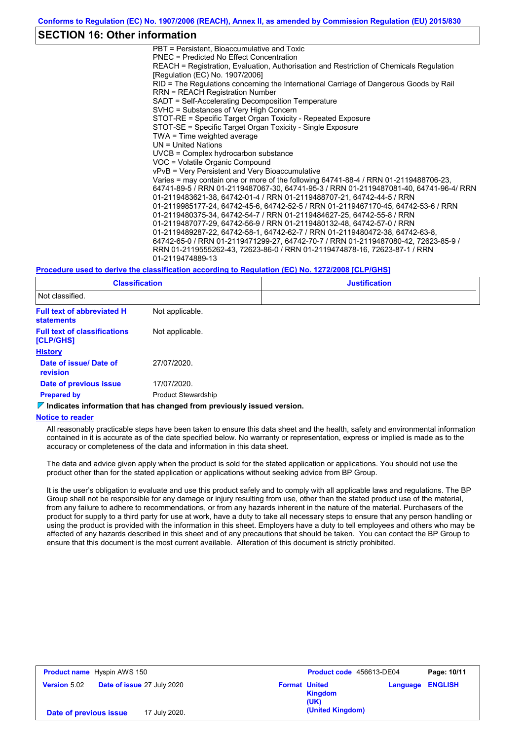## SECTION 16: Other information

PBT = Persistent, Bioaccumulative and Toxic
PNEC = Predicted No Effect Concentration
REACH = Registration, Evaluation, Authorisation and Restriction of Chemicals Regulation [Regulation (EC) No. 1907/2006]
RID = The Regulations concerning the International Carriage of Dangerous Goods by Rail
RRN = REACH Registration Number
SADT = Self-Accelerating Decomposition Temperature
SVHC = Substances of Very High Concern
STOT-RE = Specific Target Organ Toxicity - Repeated Exposure
STOT-SE = Specific Target Organ Toxicity - Single Exposure
TWA = Time weighted average
UN = United Nations
UVCB = Complex hydrocarbon substance
VOC = Volatile Organic Compound
vPvB = Very Persistent and Very Bioaccumulative
Varies = may contain one or more of the following 64741-88-4 / RRN 01-2119488706-23, 64741-89-5 / RRN 01-2119487067-30, 64741-95-3 / RRN 01-2119487081-40, 64741-96-4/ RRN 01-2119483621-38, 64742-01-4 / RRN 01-2119488707-21, 64742-44-5 / RRN 01-2119985177-24, 64742-45-6, 64742-52-5 / RRN 01-2119467170-45, 64742-53-6 / RRN 01-2119480375-34, 64742-54-7 / RRN 01-2119484627-25, 64742-55-8 / RRN 01-2119487077-29, 64742-56-9 / RRN 01-2119480132-48, 64742-57-0 / RRN 01-2119489287-22, 64742-58-1, 64742-62-7 / RRN 01-2119480472-38, 64742-63-8, 64742-65-0 / RRN 01-2119471299-27, 64742-70-7 / RRN 01-2119487080-42, 72623-85-9 / RRN 01-2119555262-43, 72623-86-0 / RRN 01-2119474878-16, 72623-87-1 / RRN 01-2119474889-13

**Procedure used to derive the classification according to Regulation (EC) No. 1272/2008 [CLP/GHS]**

| Classification | Justification |
|---|---|
| Not classified. | |

**Full text of abbreviated H statements**: Not applicable.

**Full text of classifications [CLP/GHS]**: Not applicable.

**History**

**Date of issue/ Date of revision**: 27/07/2020.

**Date of previous issue**: 17/07/2020.

**Prepared by**: Product Stewardship

**Indicates information that has changed from previously issued version.**

**Notice to reader**

All reasonably practicable steps have been taken to ensure this data sheet and the health, safety and environmental information contained in it is accurate as of the date specified below. No warranty or representation, express or implied is made as to the accuracy or completeness of the data and information in this data sheet.

The data and advice given apply when the product is sold for the stated application or applications. You should not use the product other than for the stated application or applications without seeking advice from BP Group.

It is the user's obligation to evaluate and use this product safely and to comply with all applicable laws and regulations. The BP Group shall not be responsible for any damage or injury resulting from use, other than the stated product use of the material, from any failure to adhere to recommendations, or from any hazards inherent in the nature of the material. Purchasers of the product for supply to a third party for use at work, have a duty to take all necessary steps to ensure that any person handling or using the product is provided with the information in this sheet. Employers have a duty to tell employees and others who may be affected of any hazards described in this sheet and of any precautions that should be taken. You can contact the BP Group to ensure that this document is the most current available. Alteration of this document is strictly prohibited.